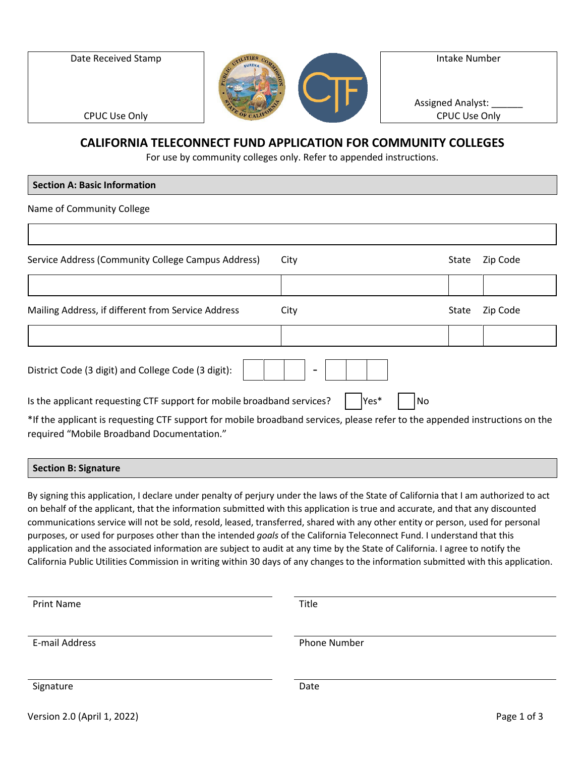| Date Received Stamp | Intake Number |
| --- | --- |
| CPUC Use Only | Assigned Analyst: ______ CPUC Use Only |

# CALIFORNIA TELECONNECT FUND APPLICATION FOR COMMUNITY COLLEGES

For use by community colleges only. Refer to appended instructions.

## Section A: Basic Information

Name of Community College

| |
| --- |
| |

| Service Address (Community College Campus Address) | City | State | Zip Code |
| --- | --- | --- | --- |
| | | | |

| Mailing Address, if different from Service Address | City | State | Zip Code |
| --- | --- | --- | --- |
| | | | |

District Code (3 digit) and College Code (3 digit): ☐☐☐ - ☐☐☐

Is the applicant requesting CTF support for mobile broadband services? ☐ Yes* ☐ No

*If the applicant is requesting CTF support for mobile broadband services, please refer to the appended instructions on the required "Mobile Broadband Documentation."

## Section B: Signature

By signing this application, I declare under penalty of perjury under the laws of the State of California that I am authorized to act on behalf of the applicant, that the information submitted with this application is true and accurate, and that any discounted communications service will not be sold, resold, leased, transferred, shared with any other entity or person, used for personal purposes, or used for purposes other than the intended *goals* of the California Teleconnect Fund. I understand that this application and the associated information are subject to audit at any time by the State of California. I agree to notify the California Public Utilities Commission in writing within 30 days of any changes to the information submitted with this application.

| | |
| --- | --- |
| Print Name | Title |
| E-mail Address | Phone Number |
| Signature | Date |

Version 2.0 (April 1, 2022)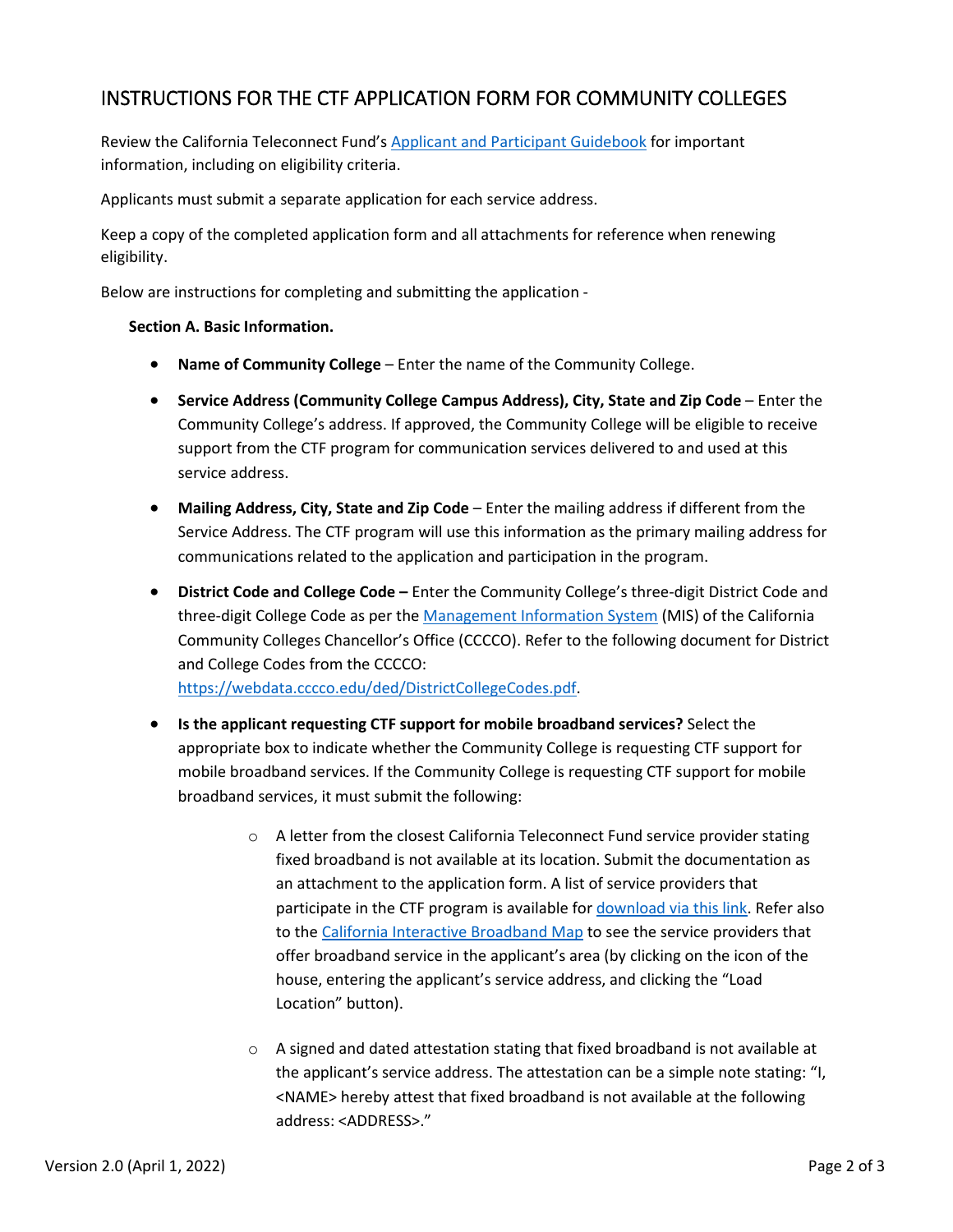## INSTRUCTIONS FOR THE CTF APPLICATION FORM FOR COMMUNITY COLLEGES

Review the California Teleconnect Fund's Applicant and Participant Guidebook for important information, including on eligibility criteria.

Applicants must submit a separate application for each service address.

Keep a copy of the completed application form and all attachments for reference when renewing eligibility.

Below are instructions for completing and submitting the application -

**Section A. Basic Information.**

- **Name of Community College** – Enter the name of the Community College.
- **Service Address (Community College Campus Address), City, State and Zip Code** – Enter the Community College's address. If approved, the Community College will be eligible to receive support from the CTF program for communication services delivered to and used at this service address.
- **Mailing Address, City, State and Zip Code** – Enter the mailing address if different from the Service Address. The CTF program will use this information as the primary mailing address for communications related to the application and participation in the program.
- **District Code and College Code –** Enter the Community College's three-digit District Code and three-digit College Code as per the Management Information System (MIS) of the California Community Colleges Chancellor's Office (CCCCO). Refer to the following document for District and College Codes from the CCCCO: https://webdata.cccco.edu/ded/DistrictCollegeCodes.pdf.
- **Is the applicant requesting CTF support for mobile broadband services?** Select the appropriate box to indicate whether the Community College is requesting CTF support for mobile broadband services. If the Community College is requesting CTF support for mobile broadband services, it must submit the following:
  - A letter from the closest California Teleconnect Fund service provider stating fixed broadband is not available at its location. Submit the documentation as an attachment to the application form. A list of service providers that participate in the CTF program is available for download via this link. Refer also to the California Interactive Broadband Map to see the service providers that offer broadband service in the applicant's area (by clicking on the icon of the house, entering the applicant's service address, and clicking the "Load Location" button).
  - A signed and dated attestation stating that fixed broadband is not available at the applicant's service address. The attestation can be a simple note stating: "I, <NAME> hereby attest that fixed broadband is not available at the following address: <ADDRESS>."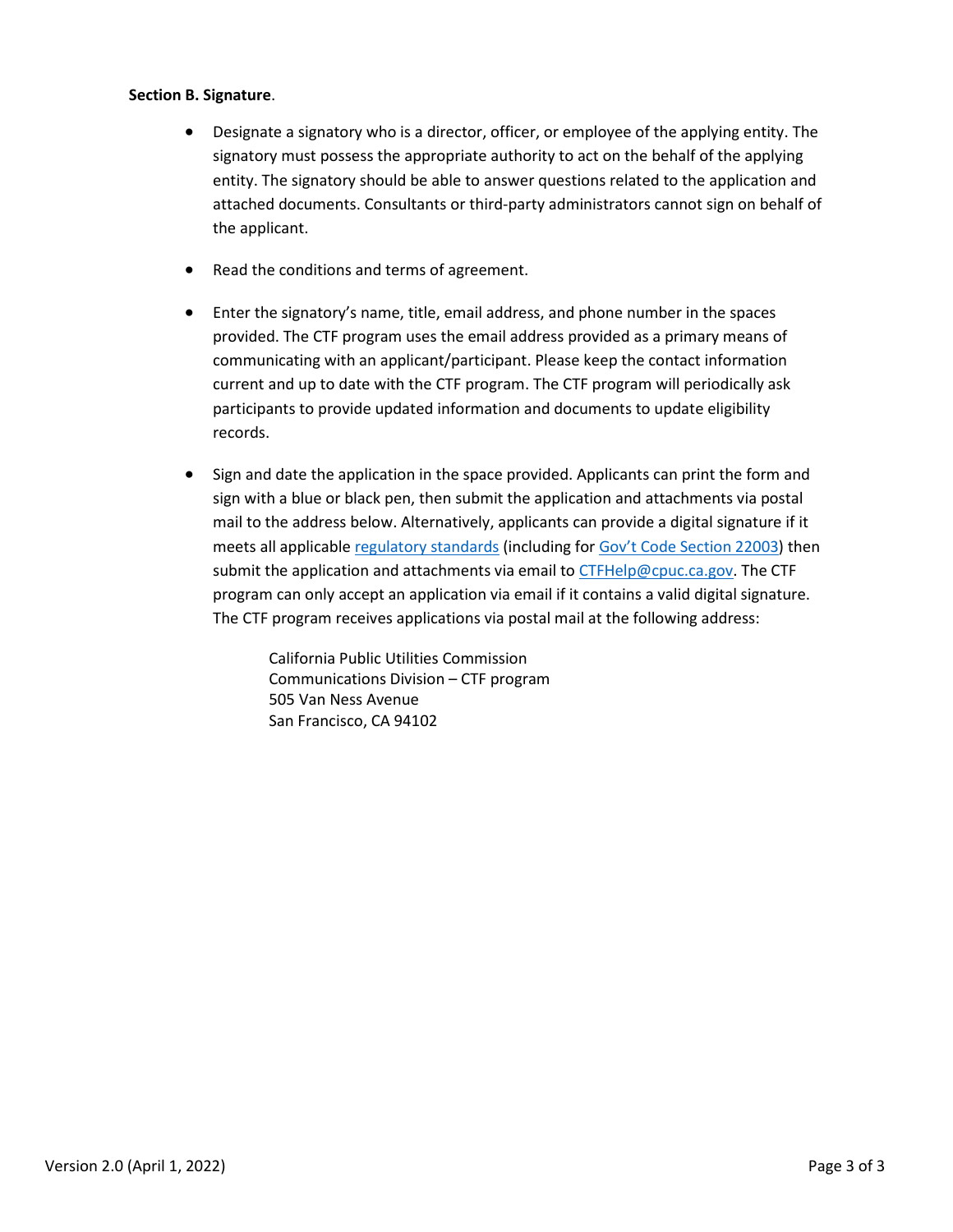**Section B. Signature**.

- Designate a signatory who is a director, officer, or employee of the applying entity. The signatory must possess the appropriate authority to act on the behalf of the applying entity. The signatory should be able to answer questions related to the application and attached documents. Consultants or third-party administrators cannot sign on behalf of the applicant.

- Read the conditions and terms of agreement.

- Enter the signatory's name, title, email address, and phone number in the spaces provided. The CTF program uses the email address provided as a primary means of communicating with an applicant/participant. Please keep the contact information current and up to date with the CTF program. The CTF program will periodically ask participants to provide updated information and documents to update eligibility records.

- Sign and date the application in the space provided. Applicants can print the form and sign with a blue or black pen, then submit the application and attachments via postal mail to the address below. Alternatively, applicants can provide a digital signature if it meets all applicable regulatory standards (including for Gov't Code Section 22003) then submit the application and attachments via email to CTFHelp@cpuc.ca.gov. The CTF program can only accept an application via email if it contains a valid digital signature. The CTF program receives applications via postal mail at the following address:

  California Public Utilities Commission
  Communications Division – CTF program
  505 Van Ness Avenue
  San Francisco, CA 94102